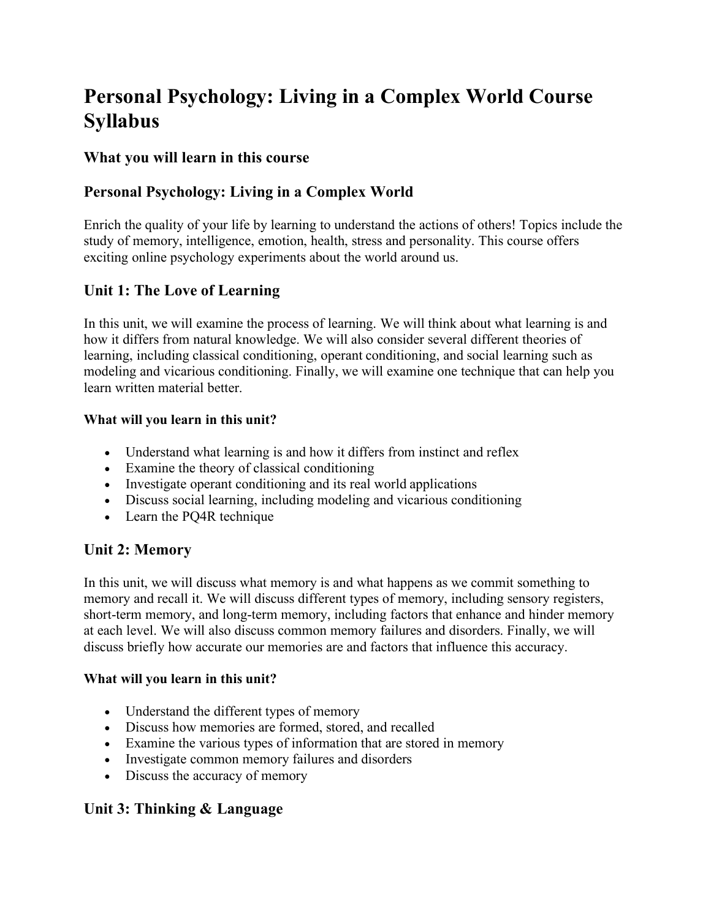# Personal Psychology: Living in a Complex World Course Syllabus

## What you will learn in this course

## Personal Psychology: Living in a Complex World

Enrich the quality of your life by learning to understand the actions of others! Topics include the study of memory, intelligence, emotion, health, stress and personality. This course offers exciting online psychology experiments about the world around us.

## Unit 1: The Love of Learning

In this unit, we will examine the process of learning. We will think about what learning is and how it differs from natural knowledge. We will also consider several different theories of learning, including classical conditioning, operant conditioning, and social learning such as modeling and vicarious conditioning. Finally, we will examine one technique that can help you learn written material better.

#### What will you learn in this unit?

- Understand what learning is and how it differs from instinct and reflex
- Examine the theory of classical conditioning
- Investigate operant conditioning and its real world applications
- Discuss social learning, including modeling and vicarious conditioning
- Learn the PQ4R technique

## Unit 2: Memory

In this unit, we will discuss what memory is and what happens as we commit something to memory and recall it. We will discuss different types of memory, including sensory registers, short-term memory, and long-term memory, including factors that enhance and hinder memory at each level. We will also discuss common memory failures and disorders. Finally, we will discuss briefly how accurate our memories are and factors that influence this accuracy.

#### What will you learn in this unit?

- Understand the different types of memory
- Discuss how memories are formed, stored, and recalled
- Examine the various types of information that are stored in memory
- Investigate common memory failures and disorders
- Discuss the accuracy of memory

## Unit 3: Thinking & Language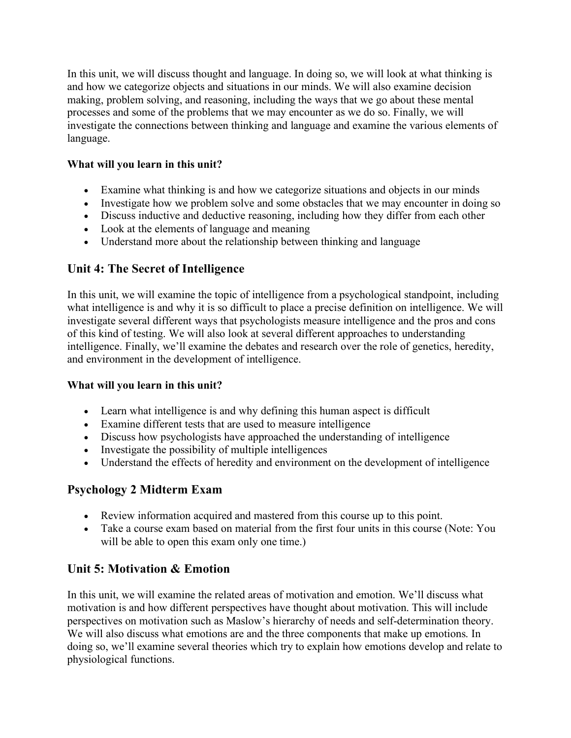In this unit, we will discuss thought and language. In doing so, we will look at what thinking is and how we categorize objects and situations in our minds. We will also examine decision making, problem solving, and reasoning, including the ways that we go about these mental processes and some of the problems that we may encounter as we do so. Finally, we will investigate the connections between thinking and language and examine the various elements of language.

**What will you learn in this unit?**

- Examine what thinking is and how we categorize situations and objects in our minds
- Investigate how we problem solve and some obstacles that we may encounter in doing so
- Discuss inductive and deductive reasoning, including how they differ from each other
- Look at the elements of language and meaning
- Understand more about the relationship between thinking and language

## Unit 4: The Secret of Intelligence

In this unit, we will examine the topic of intelligence from a psychological standpoint, including what intelligence is and why it is so difficult to place a precise definition on intelligence. We will investigate several different ways that psychologists measure intelligence and the pros and cons of this kind of testing. We will also look at several different approaches to understanding intelligence. Finally, we'll examine the debates and research over the role of genetics, heredity, and environment in the development of intelligence.

**What will you learn in this unit?**

- Learn what intelligence is and why defining this human aspect is difficult
- Examine different tests that are used to measure intelligence
- Discuss how psychologists have approached the understanding of intelligence
- Investigate the possibility of multiple intelligences
- Understand the effects of heredity and environment on the development of intelligence

## Psychology 2 Midterm Exam

- Review information acquired and mastered from this course up to this point.
- Take a course exam based on material from the first four units in this course (Note: You will be able to open this exam only one time.)

## Unit 5: Motivation & Emotion

In this unit, we will examine the related areas of motivation and emotion. We'll discuss what motivation is and how different perspectives have thought about motivation. This will include perspectives on motivation such as Maslow's hierarchy of needs and self-determination theory. We will also discuss what emotions are and the three components that make up emotions. In doing so, we'll examine several theories which try to explain how emotions develop and relate to physiological functions.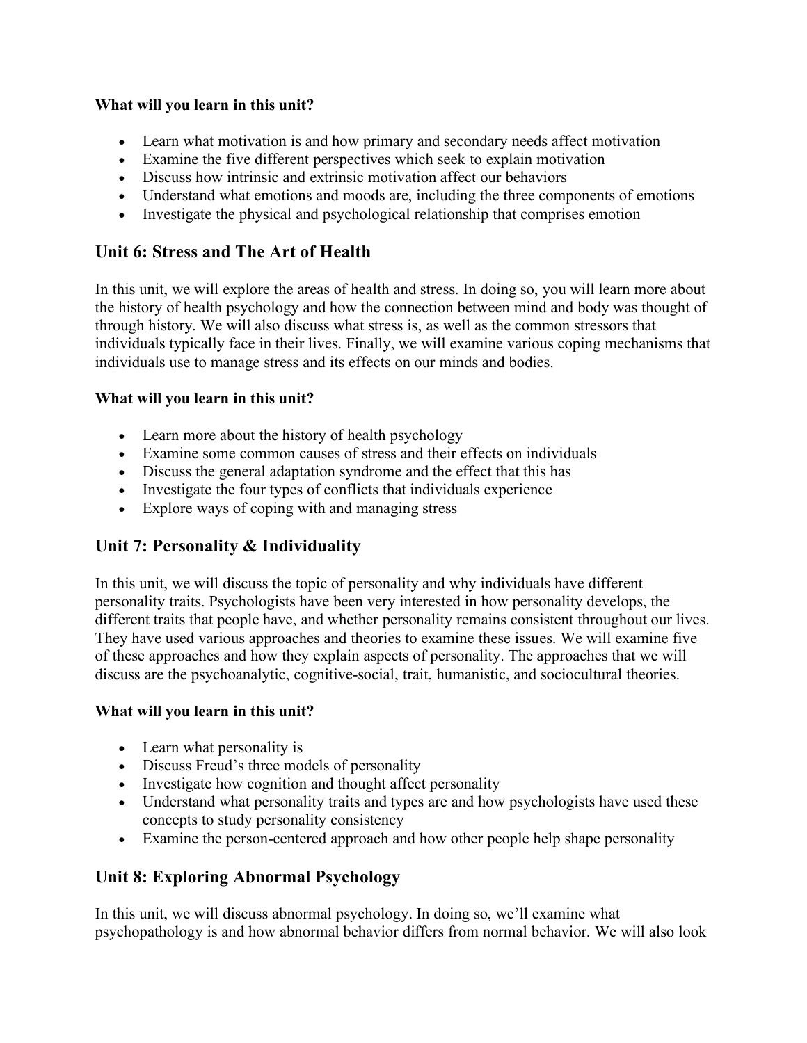**What will you learn in this unit?**

- Learn what motivation is and how primary and secondary needs affect motivation
- Examine the five different perspectives which seek to explain motivation
- Discuss how intrinsic and extrinsic motivation affect our behaviors
- Understand what emotions and moods are, including the three components of emotions
- Investigate the physical and psychological relationship that comprises emotion

## Unit 6: Stress and The Art of Health

In this unit, we will explore the areas of health and stress. In doing so, you will learn more about the history of health psychology and how the connection between mind and body was thought of through history. We will also discuss what stress is, as well as the common stressors that individuals typically face in their lives. Finally, we will examine various coping mechanisms that individuals use to manage stress and its effects on our minds and bodies.

**What will you learn in this unit?**

- Learn more about the history of health psychology
- Examine some common causes of stress and their effects on individuals
- Discuss the general adaptation syndrome and the effect that this has
- Investigate the four types of conflicts that individuals experience
- Explore ways of coping with and managing stress

## Unit 7: Personality & Individuality

In this unit, we will discuss the topic of personality and why individuals have different personality traits. Psychologists have been very interested in how personality develops, the different traits that people have, and whether personality remains consistent throughout our lives. They have used various approaches and theories to examine these issues. We will examine five of these approaches and how they explain aspects of personality. The approaches that we will discuss are the psychoanalytic, cognitive-social, trait, humanistic, and sociocultural theories.

**What will you learn in this unit?**

- Learn what personality is
- Discuss Freud's three models of personality
- Investigate how cognition and thought affect personality
- Understand what personality traits and types are and how psychologists have used these concepts to study personality consistency
- Examine the person-centered approach and how other people help shape personality

## Unit 8: Exploring Abnormal Psychology

In this unit, we will discuss abnormal psychology. In doing so, we'll examine what psychopathology is and how abnormal behavior differs from normal behavior. We will also look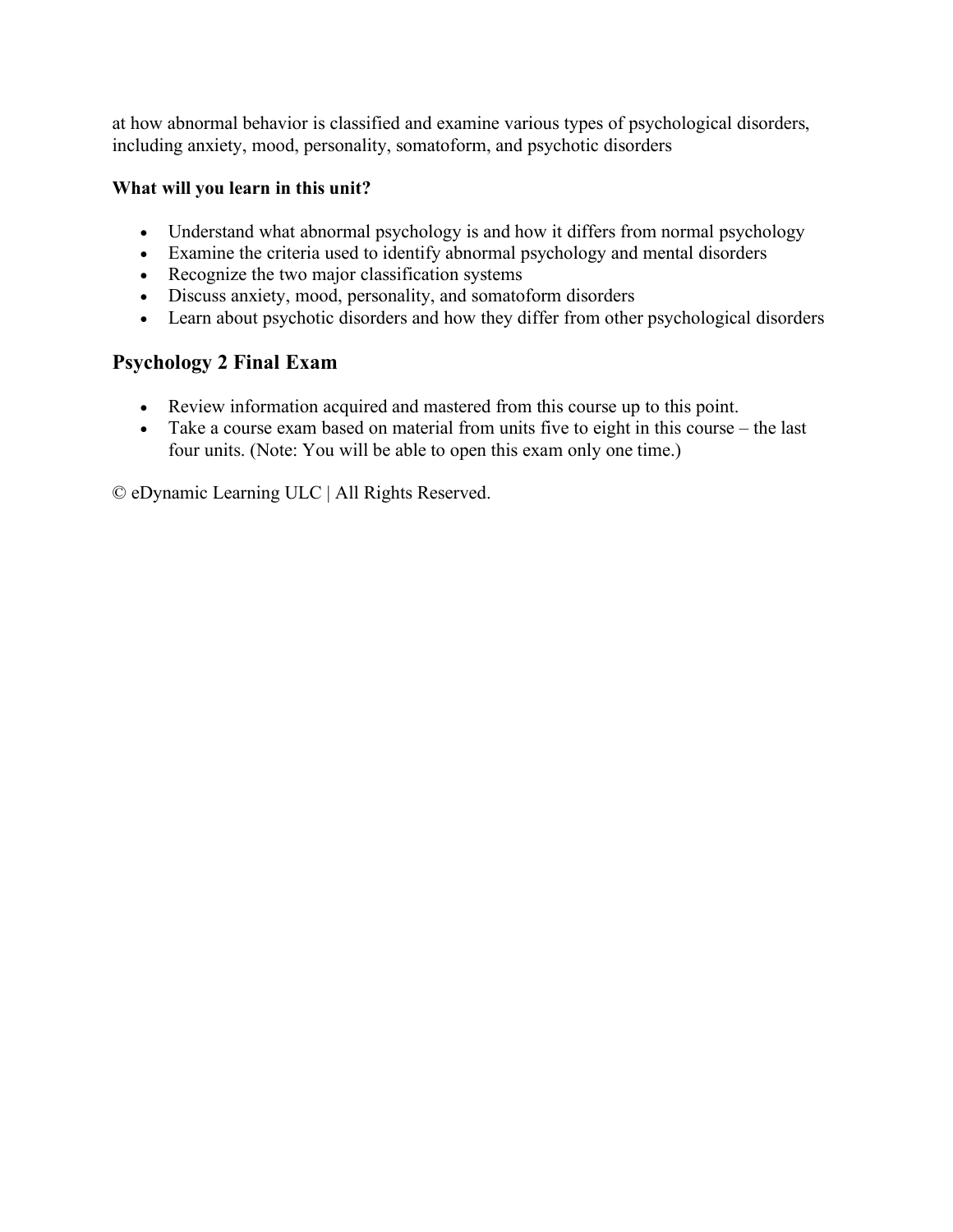at how abnormal behavior is classified and examine various types of psychological disorders, including anxiety, mood, personality, somatoform, and psychotic disorders

**What will you learn in this unit?**

- Understand what abnormal psychology is and how it differs from normal psychology
- Examine the criteria used to identify abnormal psychology and mental disorders
- Recognize the two major classification systems
- Discuss anxiety, mood, personality, and somatoform disorders
- Learn about psychotic disorders and how they differ from other psychological disorders

## Psychology 2 Final Exam

- Review information acquired and mastered from this course up to this point.
- Take a course exam based on material from units five to eight in this course – the last four units. (Note: You will be able to open this exam only one time.)

© eDynamic Learning ULC | All Rights Reserved.